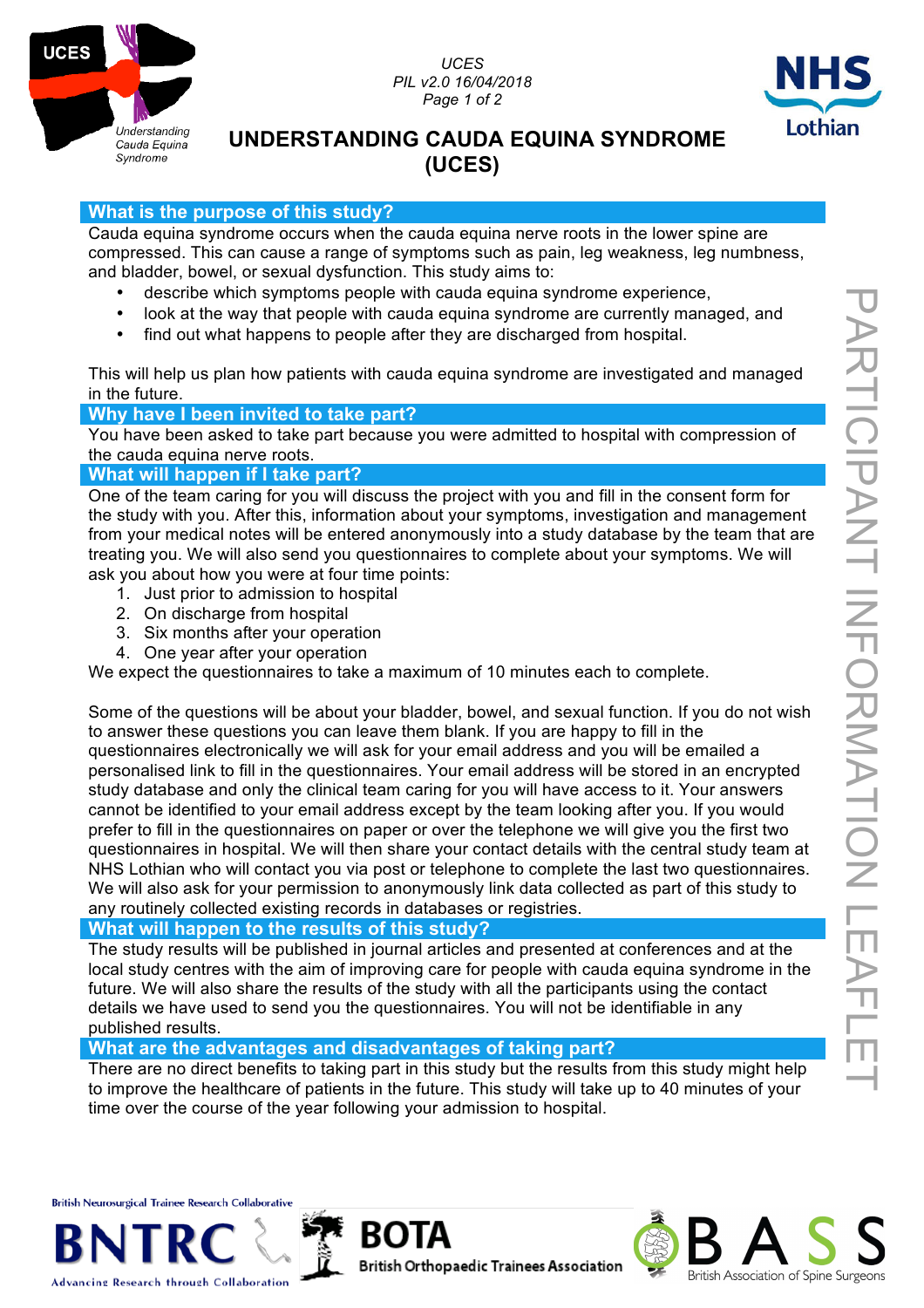# UNDERSTANDING CAUDA EQUINA SYNDROME (UCES)

## What is the purpose of this study?

Cauda equina syndrome occurs when the cauda equina nerve roots in the lower spine are compressed. This can cause a range of symptoms such as pain, leg weakness, leg numbness, and bladder, bowel, or sexual dysfunction. This study aims to:

- describe which symptoms people with cauda equina syndrome experience,
- look at the way that people with cauda equina syndrome are currently managed, and
- find out what happens to people after they are discharged from hospital.

This will help us plan how patients with cauda equina syndrome are investigated and managed in the future.

## Why have I been invited to take part?

You have been asked to take part because you were admitted to hospital with compression of the cauda equina nerve roots.

## What will happen if I take part?

One of the team caring for you will discuss the project with you and fill in the consent form for the study with you. After this, information about your symptoms, investigation and management from your medical notes will be entered anonymously into a study database by the team that are treating you. We will also send you questionnaires to complete about your symptoms. We will ask you about how you were at four time points:

1. Just prior to admission to hospital
2. On discharge from hospital
3. Six months after your operation
4. One year after your operation

We expect the questionnaires to take a maximum of 10 minutes each to complete.

Some of the questions will be about your bladder, bowel, and sexual function. If you do not wish to answer these questions you can leave them blank. If you are happy to fill in the questionnaires electronically we will ask for your email address and you will be emailed a personalised link to fill in the questionnaires. Your email address will be stored in an encrypted study database and only the clinical team caring for you will have access to it. Your answers cannot be identified to your email address except by the team looking after you. If you would prefer to fill in the questionnaires on paper or over the telephone we will give you the first two questionnaires in hospital. We will then share your contact details with the central study team at NHS Lothian who will contact you via post or telephone to complete the last two questionnaires. We will also ask for your permission to anonymously link data collected as part of this study to any routinely collected existing records in databases or registries.

## What will happen to the results of this study?

The study results will be published in journal articles and presented at conferences and at the local study centres with the aim of improving care for people with cauda equina syndrome in the future. We will also share the results of the study with all the participants using the contact details we have used to send you the questionnaires. You will not be identifiable in any published results.

## What are the advantages and disadvantages of taking part?

There are no direct benefits to taking part in this study but the results from this study might help to improve the healthcare of patients in the future. This study will take up to 40 minutes of your time over the course of the year following your admission to hospital.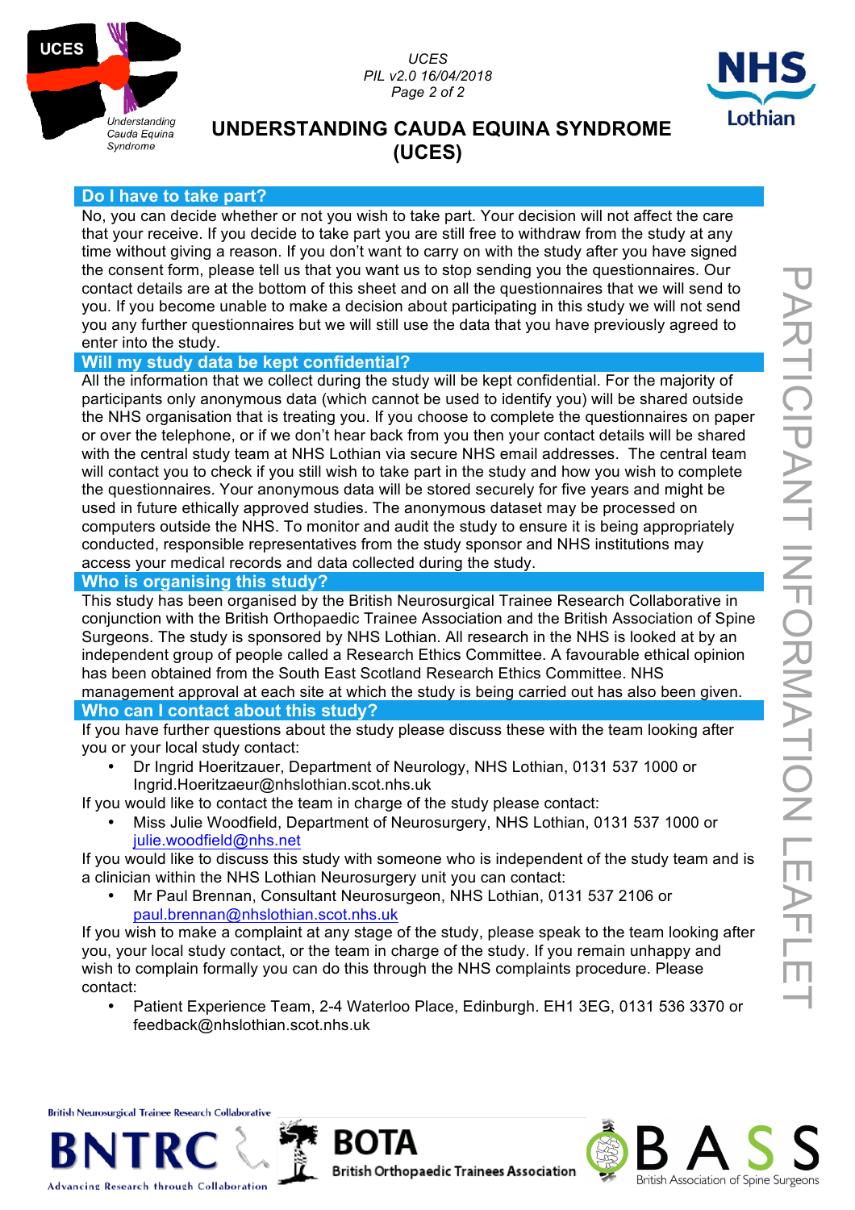# UNDERSTANDING CAUDA EQUINA SYNDROME (UCES)

## Do I have to take part?

No, you can decide whether or not you wish to take part. Your decision will not affect the care that your receive. If you decide to take part you are still free to withdraw from the study at any time without giving a reason. If you don't want to carry on with the study after you have signed the consent form, please tell us that you want us to stop sending you the questionnaires. Our contact details are at the bottom of this sheet and on all the questionnaires that we will send to you. If you become unable to make a decision about participating in this study we will not send you any further questionnaires but we will still use the data that you have previously agreed to enter into the study.

## Will my study data be kept confidential?

All the information that we collect during the study will be kept confidential. For the majority of participants only anonymous data (which cannot be used to identify you) will be shared outside the NHS organisation that is treating you. If you choose to complete the questionnaires on paper or over the telephone, or if we don't hear back from you then your contact details will be shared with the central study team at NHS Lothian via secure NHS email addresses. The central team will contact you to check if you still wish to take part in the study and how you wish to complete the questionnaires. Your anonymous data will be stored securely for five years and might be used in future ethically approved studies. The anonymous dataset may be processed on computers outside the NHS. To monitor and audit the study to ensure it is being appropriately conducted, responsible representatives from the study sponsor and NHS institutions may access your medical records and data collected during the study.

## Who is organising this study?

This study has been organised by the British Neurosurgical Trainee Research Collaborative in conjunction with the British Orthopaedic Trainee Association and the British Association of Spine Surgeons. The study is sponsored by NHS Lothian. All research in the NHS is looked at by an independent group of people called a Research Ethics Committee. A favourable ethical opinion has been obtained from the South East Scotland Research Ethics Committee. NHS management approval at each site at which the study is being carried out has also been given.

## Who can I contact about this study?

If you have further questions about the study please discuss these with the team looking after you or your local study contact:

- Dr Ingrid Hoeritzauer, Department of Neurology, NHS Lothian, 0131 537 1000 or Ingrid.Hoeritzaeur@nhslothian.scot.nhs.uk

If you would like to contact the team in charge of the study please contact:

- Miss Julie Woodfield, Department of Neurosurgery, NHS Lothian, 0131 537 1000 or julie.woodfield@nhs.net

If you would like to discuss this study with someone who is independent of the study team and is a clinician within the NHS Lothian Neurosurgery unit you can contact:

- Mr Paul Brennan, Consultant Neurosurgeon, NHS Lothian, 0131 537 2106 or paul.brennan@nhslothian.scot.nhs.uk

If you wish to make a complaint at any stage of the study, please speak to the team looking after you, your local study contact, or the team in charge of the study. If you remain unhappy and wish to complain formally you can do this through the NHS complaints procedure. Please contact:

- Patient Experience Team, 2-4 Waterloo Place, Edinburgh. EH1 3EG, 0131 536 3370 or feedback@nhslothian.scot.nhs.uk